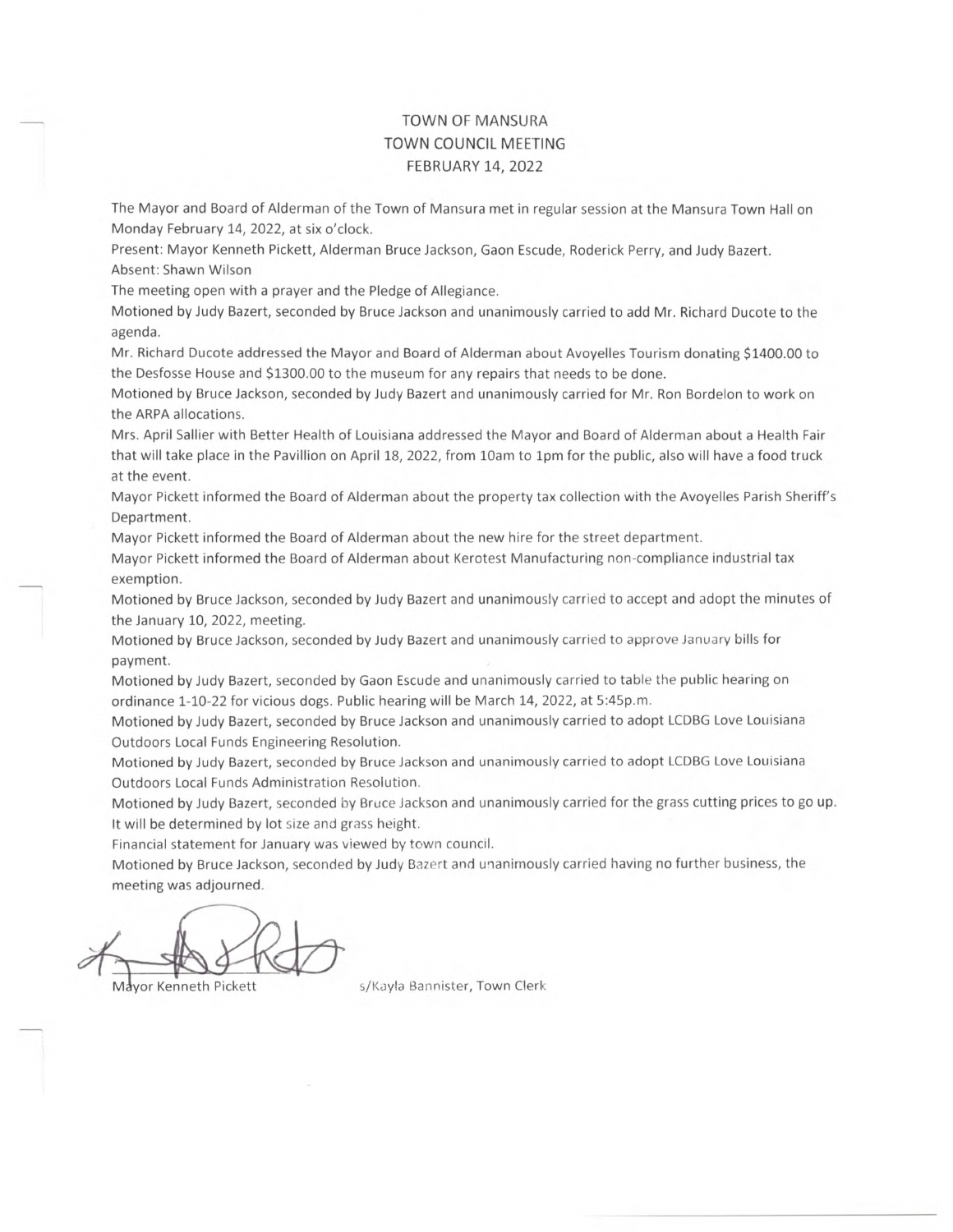# TOWN OF MANSURA
## TOWN COUNCIL MEETING
### FEBRUARY 14, 2022

The Mayor and Board of Alderman of the Town of Mansura met in regular session at the Mansura Town Hall on Monday February 14, 2022, at six o'clock.

Present: Mayor Kenneth Pickett, Alderman Bruce Jackson, Gaon Escude, Roderick Perry, and Judy Bazert.

Absent: Shawn Wilson

The meeting open with a prayer and the Pledge of Allegiance.

Motioned by Judy Bazert, seconded by Bruce Jackson and unanimously carried to add Mr. Richard Ducote to the agenda.

Mr. Richard Ducote addressed the Mayor and Board of Alderman about Avoyelles Tourism donating $1400.00 to the Desfosse House and $1300.00 to the museum for any repairs that needs to be done.

Motioned by Bruce Jackson, seconded by Judy Bazert and unanimously carried for Mr. Ron Bordelon to work on the ARPA allocations.

Mrs. April Sallier with Better Health of Louisiana addressed the Mayor and Board of Alderman about a Health Fair that will take place in the Pavillion on April 18, 2022, from 10am to 1pm for the public, also will have a food truck at the event.

Mayor Pickett informed the Board of Alderman about the property tax collection with the Avoyelles Parish Sheriff's Department.

Mayor Pickett informed the Board of Alderman about the new hire for the street department.

Mayor Pickett informed the Board of Alderman about Kerotest Manufacturing non-compliance industrial tax exemption.

Motioned by Bruce Jackson, seconded by Judy Bazert and unanimously carried to accept and adopt the minutes of the January 10, 2022, meeting.

Motioned by Bruce Jackson, seconded by Judy Bazert and unanimously carried to approve January bills for payment.

Motioned by Judy Bazert, seconded by Gaon Escude and unanimously carried to table the public hearing on ordinance 1-10-22 for vicious dogs. Public hearing will be March 14, 2022, at 5:45p.m.

Motioned by Judy Bazert, seconded by Bruce Jackson and unanimously carried to adopt LCDBG Love Louisiana Outdoors Local Funds Engineering Resolution.

Motioned by Judy Bazert, seconded by Bruce Jackson and unanimously carried to adopt LCDBG Love Louisiana Outdoors Local Funds Administration Resolution.

Motioned by Judy Bazert, seconded by Bruce Jackson and unanimously carried for the grass cutting prices to go up. It will be determined by lot size and grass height.

Financial statement for January was viewed by town council.

Motioned by Bruce Jackson, seconded by Judy Bazert and unanimously carried having no further business, the meeting was adjourned.

Mayor Kenneth Pickett

s/Kayla Bannister, Town Clerk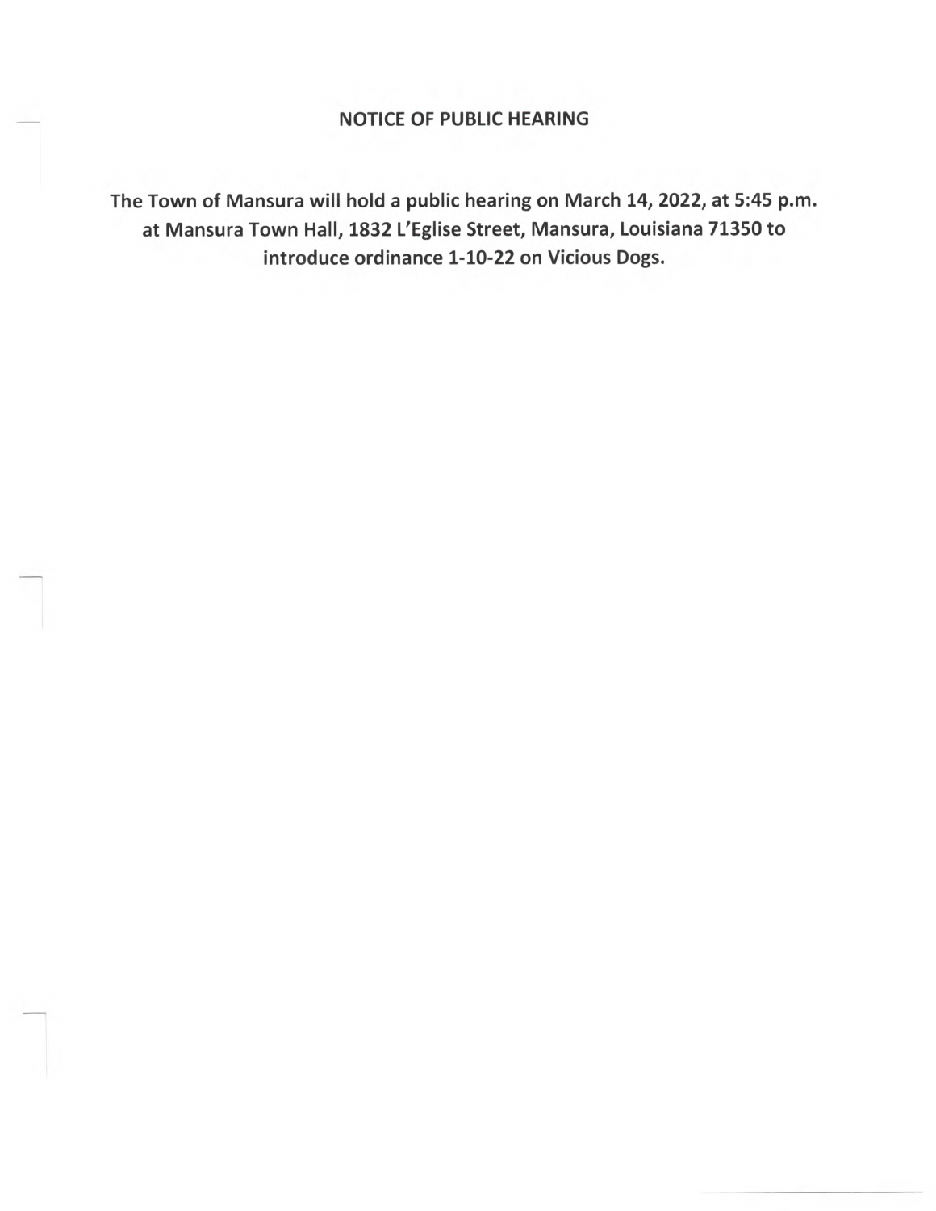# NOTICE OF PUBLIC HEARING

**The Town of Mansura will hold a public hearing on March 14, 2022, at 5:45 p.m. at Mansura Town Hall, 1832 L'Eglise Street, Mansura, Louisiana 71350 to introduce ordinance 1-10-22 on Vicious Dogs.**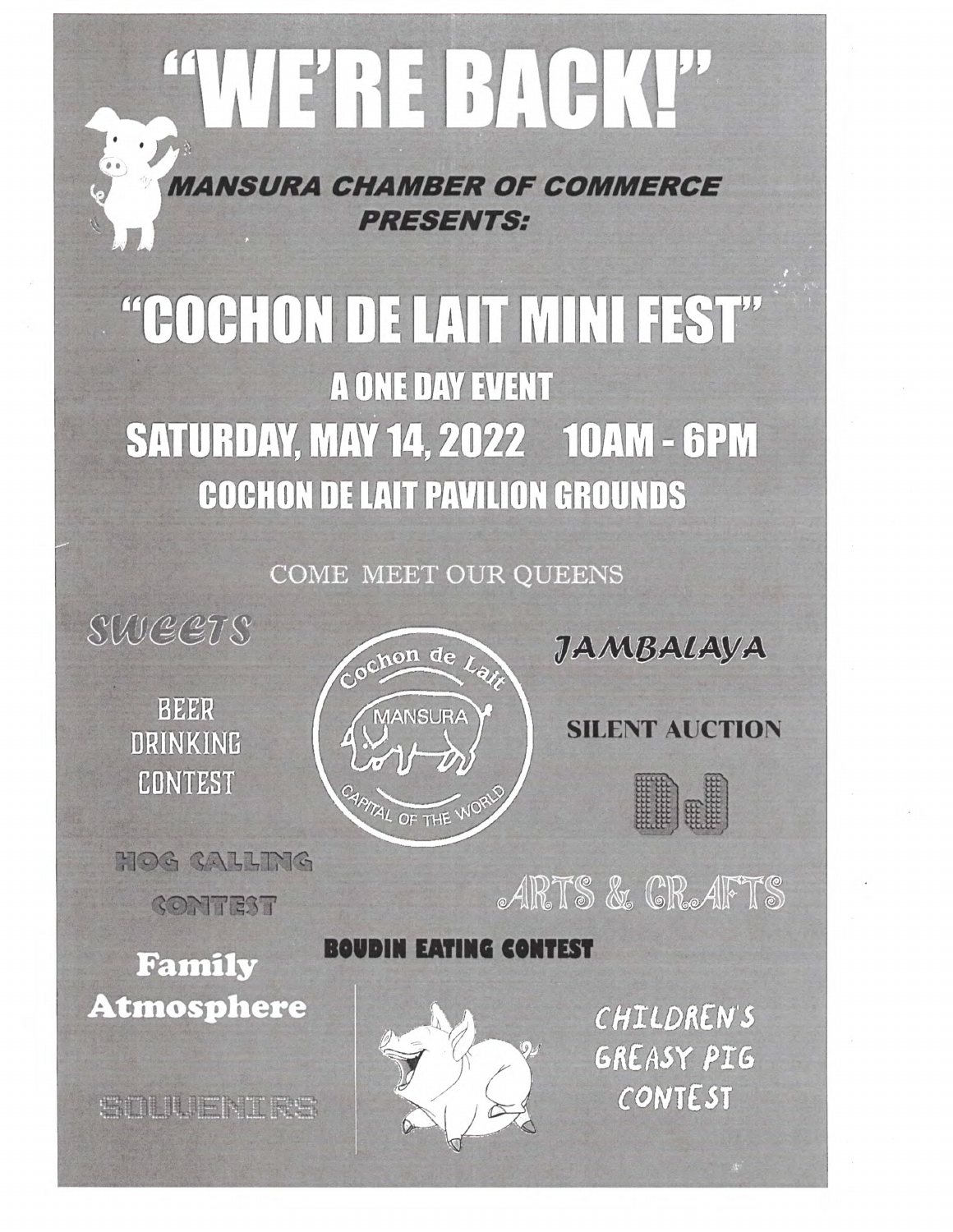# "WE'RE BACK!"

**MANSURA CHAMBER OF COMMERCE PRESENTS:**

# "COCHON DE LAIT MINI FEST"

## A ONE DAY EVENT

## SATURDAY, MAY 14, 2022 10AM - 6PM

## COCHON DE LAIT PAVILION GROUNDS

COME MEET OUR QUEENS

SWEETS

JAMBALAYA

BEER DRINKING CONTEST

Cochon de Lait
MANSURA
CAPITAL OF THE WORLD

SILENT AUCTION

DJ

HOG CALLING CONTEST

ARTS & CRAFTS

**BOUDIN EATING CONTEST**

**Family Atmosphere**

SOUVENIRS

CHILDREN'S GREASY PIG CONTEST